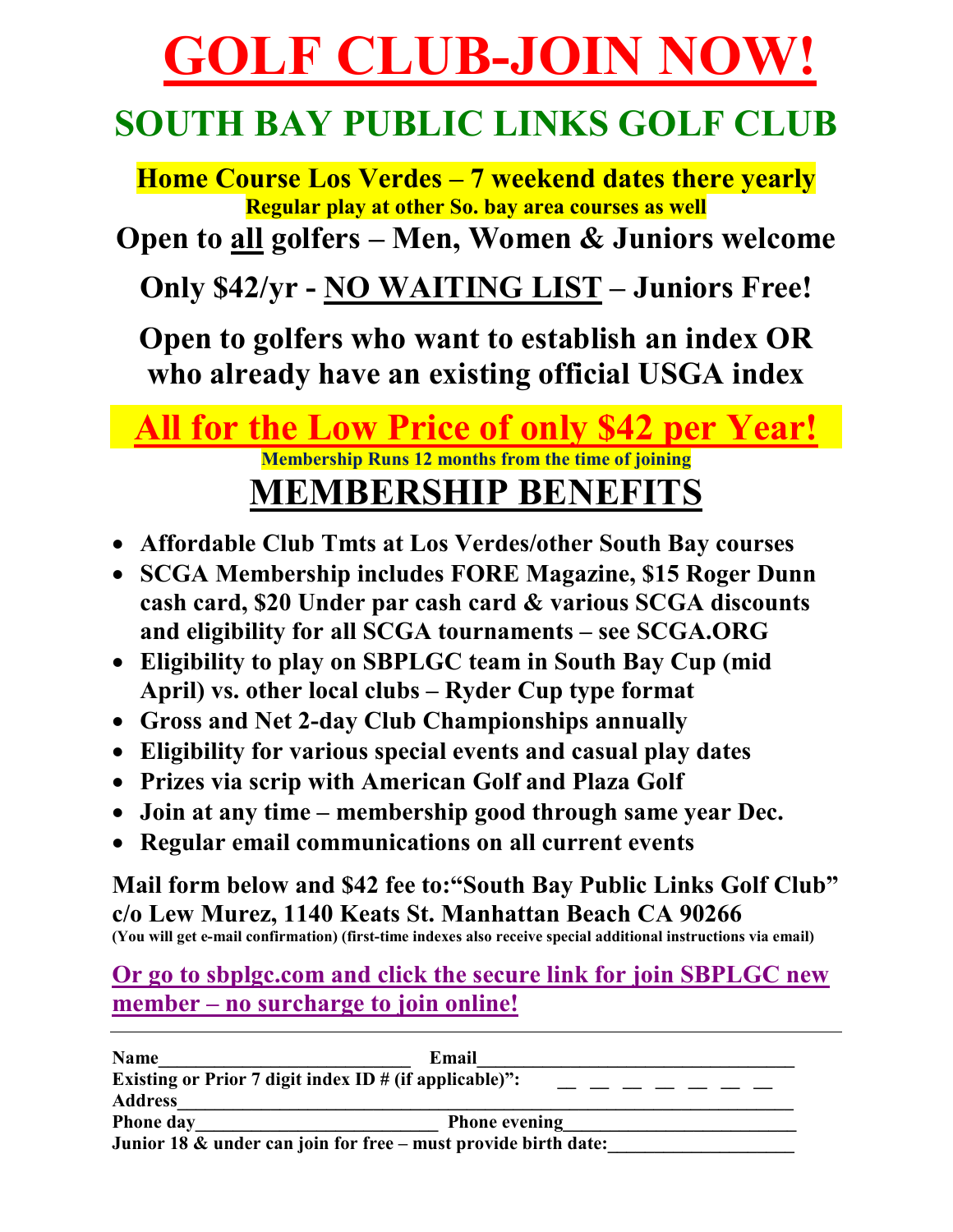# GOLF CLUB-JOIN NOW!

## SOUTH BAY PUBLIC LINKS GOLF CLUB

**Home Course Los Verdes – 7 weekend dates there yearly**

**Regular play at other So. bay area courses as well**

**Open to all golfers – Men, Women & Juniors welcome**

**Only $42/yr - NO WAITING LIST – Juniors Free!**

**Open to golfers who want to establish an index OR who already have an existing official USGA index**

## All for the Low Price of only $42 per Year!

**Membership Runs 12 months from the time of joining**

## MEMBERSHIP BENEFITS

- **Affordable Club Tmts at Los Verdes/other South Bay courses**
- **SCGA Membership includes FORE Magazine, $15 Roger Dunn cash card, $20 Under par cash card & various SCGA discounts and eligibility for all SCGA tournaments – see SCGA.ORG**
- **Eligibility to play on SBPLGC team in South Bay Cup (mid April) vs. other local clubs – Ryder Cup type format**
- **Gross and Net 2-day Club Championships annually**
- **Eligibility for various special events and casual play dates**
- **Prizes via scrip with American Golf and Plaza Golf**
- **Join at any time – membership good through same year Dec.**
- **Regular email communications on all current events**

**Mail form below and $42 fee to:"South Bay Public Links Golf Club" c/o Lew Murez, 1140 Keats St. Manhattan Beach CA 90266**

**(You will get e-mail confirmation) (first-time indexes also receive special additional instructions via email)**

**Or go to sbplgc.com and click the secure link for join SBPLGC new member – no surcharge to join online!**

---

**Name**__________________________ **Email**_________________________________

**Existing or Prior 7 digit index ID # (if applicable)":** __ __ __ __ __ __ __

**Address**_______________________________________________________________

**Phone day**_________________________ **Phone evening**________________________

**Junior 18 & under can join for free – must provide birth date:**___________________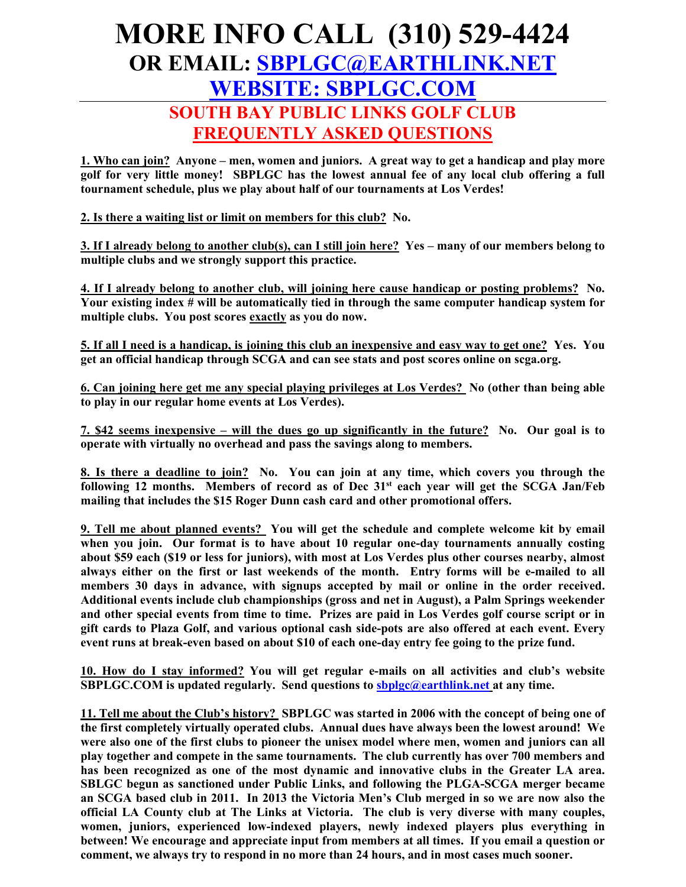# MORE INFO CALL (310) 529-4424

## OR EMAIL: [SBPLGC@EARTHLINK.NET](mailto:SBPLGC@EARTHLINK.NET)

## [WEBSITE: SBPLGC.COM](http://SBPLGC.COM)

---

## SOUTH BAY PUBLIC LINKS GOLF CLUB FREQUENTLY ASKED QUESTIONS

**<u>1. Who can join?</u> Anyone – men, women and juniors. A great way to get a handicap and play more golf for very little money! SBPLGC has the lowest annual fee of any local club offering a full tournament schedule, plus we play about half of our tournaments at Los Verdes!**

**<u>2. Is there a waiting list or limit on members for this club?</u> No.**

**<u>3. If I already belong to another club(s), can I still join here?</u> Yes – many of our members belong to multiple clubs and we strongly support this practice.**

**<u>4. If I already belong to another club, will joining here cause handicap or posting problems?</u> No. Your existing index # will be automatically tied in through the same computer handicap system for multiple clubs. You post scores <u>exactly</u> as you do now.**

**<u>5. If all I need is a handicap, is joining this club an inexpensive and easy way to get one?</u> Yes. You get an official handicap through SCGA and can see stats and post scores online on scga.org.**

**<u>6. Can joining here get me any special playing privileges at Los Verdes?</u> No (other than being able to play in our regular home events at Los Verdes).**

**<u>7. $42 seems inexpensive – will the dues go up significantly in the future?</u> No. Our goal is to operate with virtually no overhead and pass the savings along to members.**

**<u>8. Is there a deadline to join?</u> No. You can join at any time, which covers you through the following 12 months. Members of record as of Dec 31st each year will get the SCGA Jan/Feb mailing that includes the $15 Roger Dunn cash card and other promotional offers.**

**<u>9. Tell me about planned events?</u> You will get the schedule and complete welcome kit by email when you join. Our format is to have about 10 regular one-day tournaments annually costing about $59 each ($19 or less for juniors), with most at Los Verdes plus other courses nearby, almost always either on the first or last weekends of the month. Entry forms will be e-mailed to all members 30 days in advance, with signups accepted by mail or online in the order received. Additional events include club championships (gross and net in August), a Palm Springs weekender and other special events from time to time. Prizes are paid in Los Verdes golf course script or in gift cards to Plaza Golf, and various optional cash side-pots are also offered at each event. Every event runs at break-even based on about $10 of each one-day entry fee going to the prize fund.**

**<u>10. How do I stay informed?</u> You will get regular e-mails on all activities and club's website SBPLGC.COM is updated regularly. Send questions to [sbplgc@earthlink.net](mailto:sbplgc@earthlink.net) at any time.**

**<u>11. Tell me about the Club's history?</u> SBPLGC was started in 2006 with the concept of being one of the first completely virtually operated clubs. Annual dues have always been the lowest around! We were also one of the first clubs to pioneer the unisex model where men, women and juniors can all play together and compete in the same tournaments. The club currently has over 700 members and has been recognized as one of the most dynamic and innovative clubs in the Greater LA area. SBLGC begun as sanctioned under Public Links, and following the PLGA-SCGA merger became an SCGA based club in 2011. In 2013 the Victoria Men's Club merged in so we are now also the official LA County club at The Links at Victoria. The club is very diverse with many couples, women, juniors, experienced low-indexed players, newly indexed players plus everything in between! We encourage and appreciate input from members at all times. If you email a question or comment, we always try to respond in no more than 24 hours, and in most cases much sooner.**